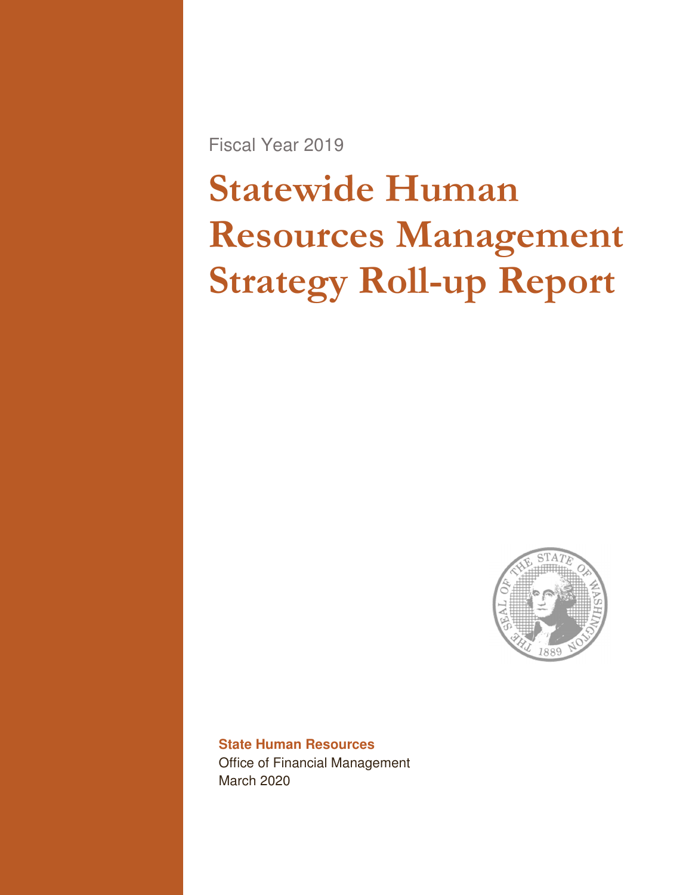Fiscal Year 2019

# Statewide Human Resources Management Strategy Roll-up Report

**State Human Resources**

Office of Financial Management

March 2020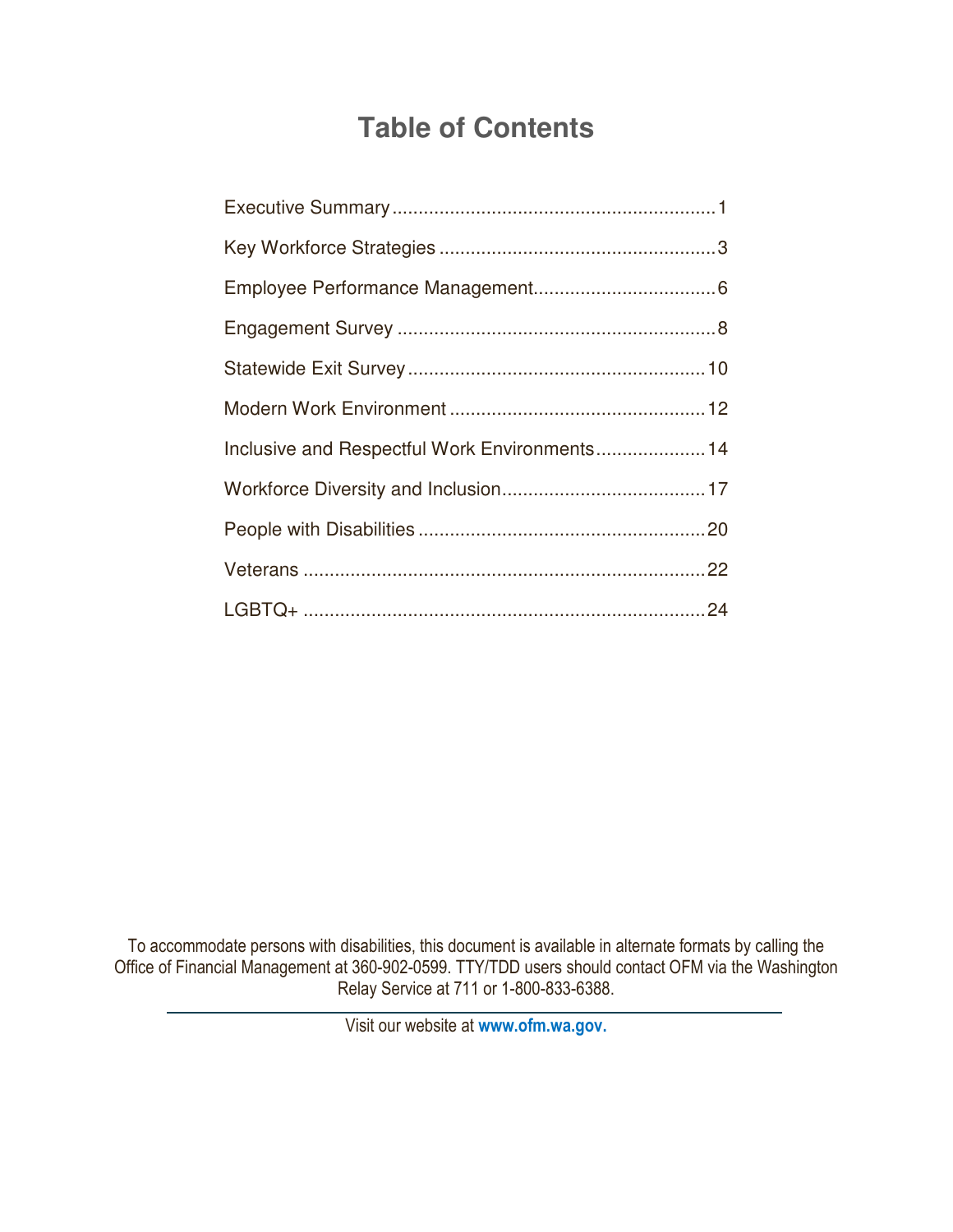# Table of Contents

| | |
|---|---|
| Executive Summary | 1 |
| Key Workforce Strategies | 3 |
| Employee Performance Management | 6 |
| Engagement Survey | 8 |
| Statewide Exit Survey | 10 |
| Modern Work Environment | 12 |
| Inclusive and Respectful Work Environments | 14 |
| Workforce Diversity and Inclusion | 17 |
| People with Disabilities | 20 |
| Veterans | 22 |
| LGBTQ+ | 24 |

To accommodate persons with disabilities, this document is available in alternate formats by calling the Office of Financial Management at 360-902-0599. TTY/TDD users should contact OFM via the Washington Relay Service at 711 or 1-800-833-6388.

Visit our website at **www.ofm.wa.gov.**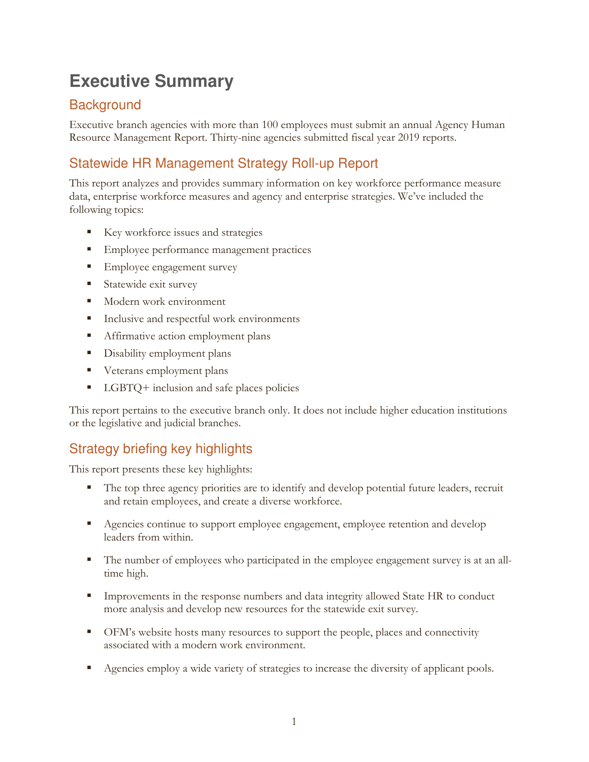# Executive Summary

## Background

Executive branch agencies with more than 100 employees must submit an annual Agency Human Resource Management Report. Thirty-nine agencies submitted fiscal year 2019 reports.

## Statewide HR Management Strategy Roll-up Report

This report analyzes and provides summary information on key workforce performance measure data, enterprise workforce measures and agency and enterprise strategies. We've included the following topics:

- Key workforce issues and strategies
- Employee performance management practices
- Employee engagement survey
- Statewide exit survey
- Modern work environment
- Inclusive and respectful work environments
- Affirmative action employment plans
- Disability employment plans
- Veterans employment plans
- LGBTQ+ inclusion and safe places policies

This report pertains to the executive branch only. It does not include higher education institutions or the legislative and judicial branches.

## Strategy briefing key highlights

This report presents these key highlights:

- The top three agency priorities are to identify and develop potential future leaders, recruit and retain employees, and create a diverse workforce.
- Agencies continue to support employee engagement, employee retention and develop leaders from within.
- The number of employees who participated in the employee engagement survey is at an all-time high.
- Improvements in the response numbers and data integrity allowed State HR to conduct more analysis and develop new resources for the statewide exit survey.
- OFM's website hosts many resources to support the people, places and connectivity associated with a modern work environment.
- Agencies employ a wide variety of strategies to increase the diversity of applicant pools.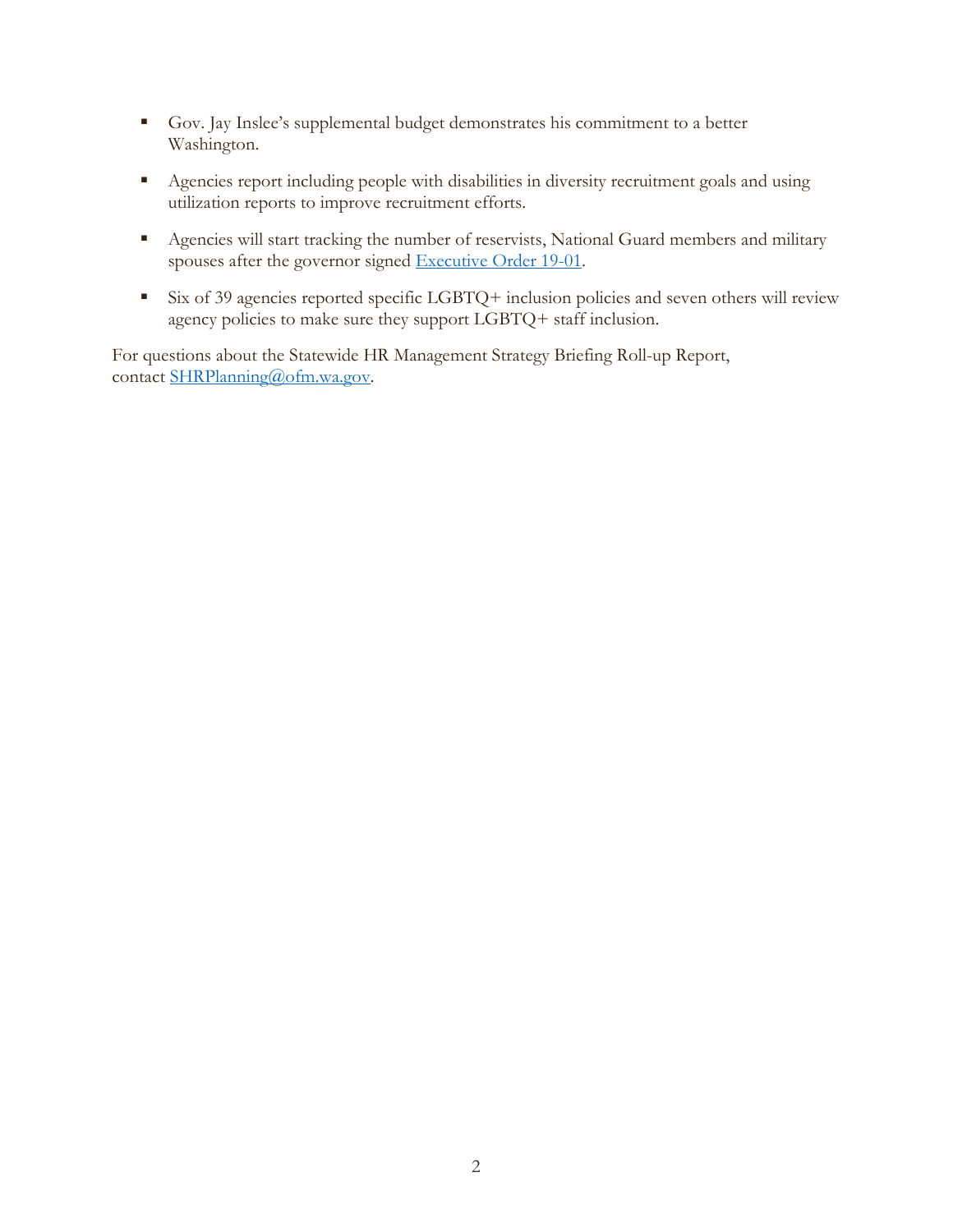- Gov. Jay Inslee's supplemental budget demonstrates his commitment to a better Washington.
- Agencies report including people with disabilities in diversity recruitment goals and using utilization reports to improve recruitment efforts.
- Agencies will start tracking the number of reservists, National Guard members and military spouses after the governor signed [Executive Order 19-01](#).
- Six of 39 agencies reported specific LGBTQ+ inclusion policies and seven others will review agency policies to make sure they support LGBTQ+ staff inclusion.

For questions about the Statewide HR Management Strategy Briefing Roll-up Report, contact [SHRPlanning@ofm.wa.gov](mailto:SHRPlanning@ofm.wa.gov).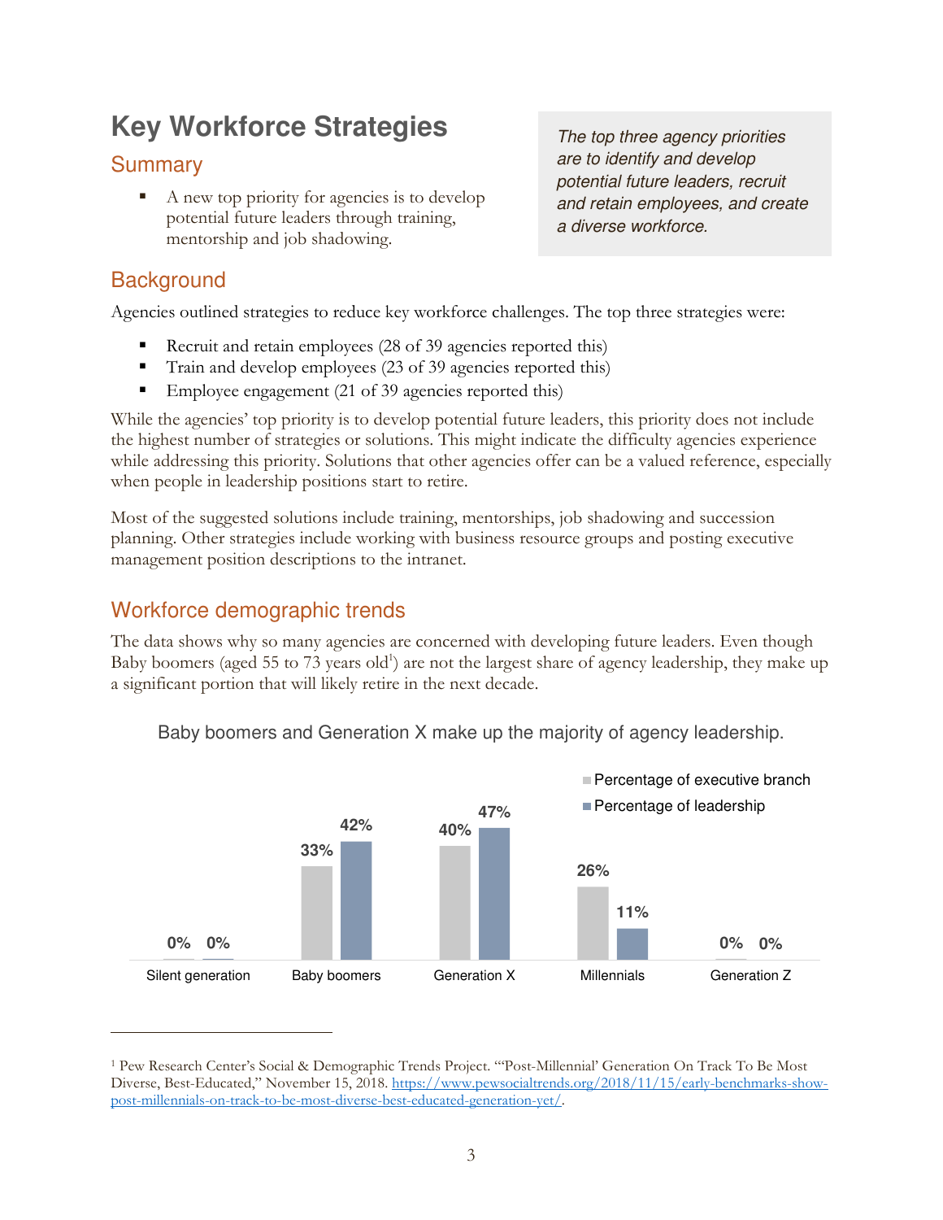# Key Workforce Strategies

## Summary

- A new top priority for agencies is to develop potential future leaders through training, mentorship and job shadowing.

*The top three agency priorities are to identify and develop potential future leaders, recruit and retain employees, and create a diverse workforce.*

## Background

Agencies outlined strategies to reduce key workforce challenges. The top three strategies were:

- Recruit and retain employees (28 of 39 agencies reported this)
- Train and develop employees (23 of 39 agencies reported this)
- Employee engagement (21 of 39 agencies reported this)

While the agencies' top priority is to develop potential future leaders, this priority does not include the highest number of strategies or solutions. This might indicate the difficulty agencies experience while addressing this priority. Solutions that other agencies offer can be a valued reference, especially when people in leadership positions start to retire.

Most of the suggested solutions include training, mentorships, job shadowing and succession planning. Other strategies include working with business resource groups and posting executive management position descriptions to the intranet.

## Workforce demographic trends

The data shows why so many agencies are concerned with developing future leaders. Even though Baby boomers (aged 55 to 73 years old[1]) are not the largest share of agency leadership, they make up a significant portion that will likely retire in the next decade.

Baby boomers and Generation X make up the majority of agency leadership.

| | Percentage of executive branch | Percentage of leadership |
|---|---|---|
| Silent generation | 0% | 0% |
| Baby boomers | 33% | 42% |
| Generation X | 40% | 47% |
| Millennials | 26% | 11% |
| Generation Z | 0% | 0% |

[1] Pew Research Center's Social & Demographic Trends Project. "'Post-Millennial' Generation On Track To Be Most Diverse, Best-Educated," November 15, 2018. https://www.pewsocialtrends.org/2018/11/15/early-benchmarks-show-post-millennials-on-track-to-be-most-diverse-best-educated-generation-yet/.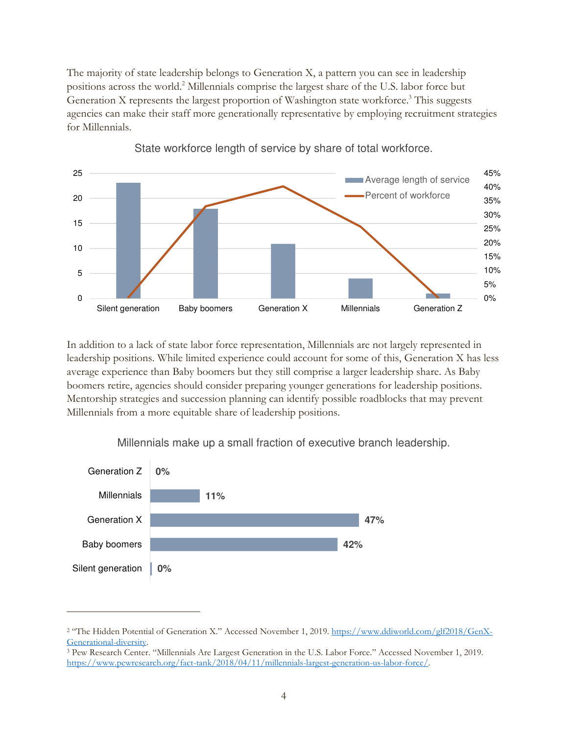The majority of state leadership belongs to Generation X, a pattern you can see in leadership positions across the world.[2] Millennials comprise the largest share of the U.S. labor force but Generation X represents the largest proportion of Washington state workforce.[3] This suggests agencies can make their staff more generationally representative by employing recruitment strategies for Millennials.

State workforce length of service by share of total workforce.

In addition to a lack of state labor force representation, Millennials are not largely represented in leadership positions. While limited experience could account for some of this, Generation X has less average experience than Baby boomers but they still comprise a larger leadership share. As Baby boomers retire, agencies should consider preparing younger generations for leadership positions. Mentorship strategies and succession planning can identify possible roadblocks that may prevent Millennials from a more equitable share of leadership positions.

Millennials make up a small fraction of executive branch leadership.

| Generation | Share of leadership |
|---|---|
| Generation Z | 0% |
| Millennials | 11% |
| Generation X | 47% |
| Baby boomers | 42% |
| Silent generation | 0% |

---

[2] "The Hidden Potential of Generation X." Accessed November 1, 2019. https://www.ddiworld.com/glf2018/GenX-Generational-diversity.

[3] Pew Research Center. "Millennials Are Largest Generation in the U.S. Labor Force." Accessed November 1, 2019. https://www.pewresearch.org/fact-tank/2018/04/11/millennials-largest-generation-us-labor-force/.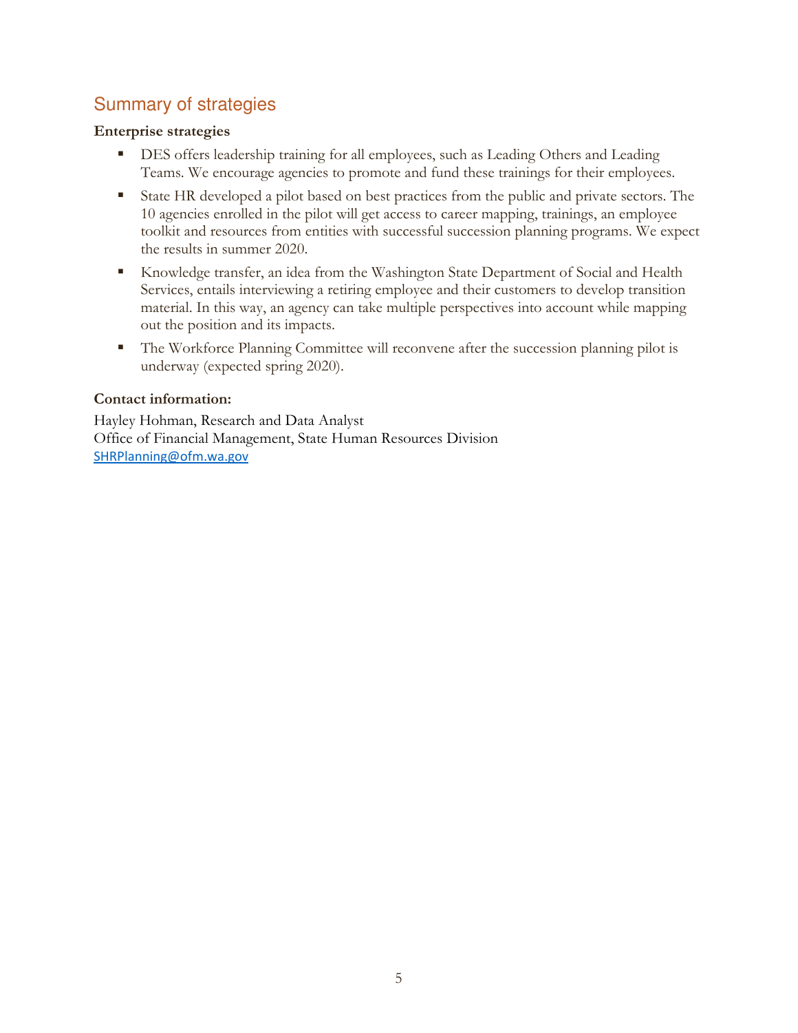## Summary of strategies

**Enterprise strategies**

- DES offers leadership training for all employees, such as Leading Others and Leading Teams. We encourage agencies to promote and fund these trainings for their employees.
- State HR developed a pilot based on best practices from the public and private sectors. The 10 agencies enrolled in the pilot will get access to career mapping, trainings, an employee toolkit and resources from entities with successful succession planning programs. We expect the results in summer 2020.
- Knowledge transfer, an idea from the Washington State Department of Social and Health Services, entails interviewing a retiring employee and their customers to develop transition material. In this way, an agency can take multiple perspectives into account while mapping out the position and its impacts.
- The Workforce Planning Committee will reconvene after the succession planning pilot is underway (expected spring 2020).

**Contact information:**

Hayley Hohman, Research and Data Analyst
Office of Financial Management, State Human Resources Division
SHRPlanning@ofm.wa.gov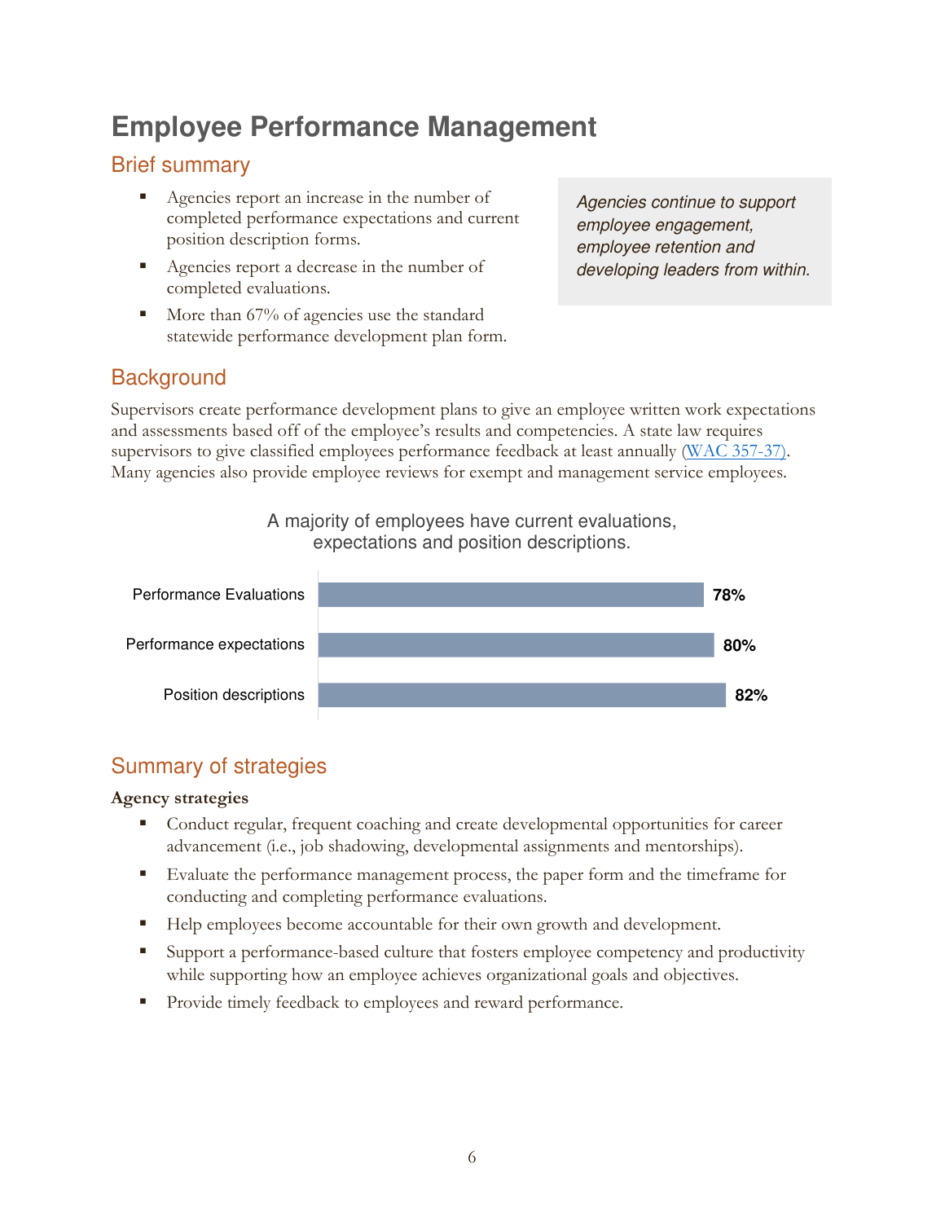# Employee Performance Management

## Brief summary

- Agencies report an increase in the number of completed performance expectations and current position description forms.
- Agencies report a decrease in the number of completed evaluations.
- More than 67% of agencies use the standard statewide performance development plan form.

*Agencies continue to support employee engagement, employee retention and developing leaders from within.*

## Background

Supervisors create performance development plans to give an employee written work expectations and assessments based off of the employee's results and competencies. A state law requires supervisors to give classified employees performance feedback at least annually (WAC 357-37). Many agencies also provide employee reviews for exempt and management service employees.

A majority of employees have current evaluations, expectations and position descriptions.

| Category | Percent |
|---|---|
| Performance Evaluations | 78% |
| Performance expectations | 80% |
| Position descriptions | 82% |

## Summary of strategies

**Agency strategies**

- Conduct regular, frequent coaching and create developmental opportunities for career advancement (i.e., job shadowing, developmental assignments and mentorships).
- Evaluate the performance management process, the paper form and the timeframe for conducting and completing performance evaluations.
- Help employees become accountable for their own growth and development.
- Support a performance-based culture that fosters employee competency and productivity while supporting how an employee achieves organizational goals and objectives.
- Provide timely feedback to employees and reward performance.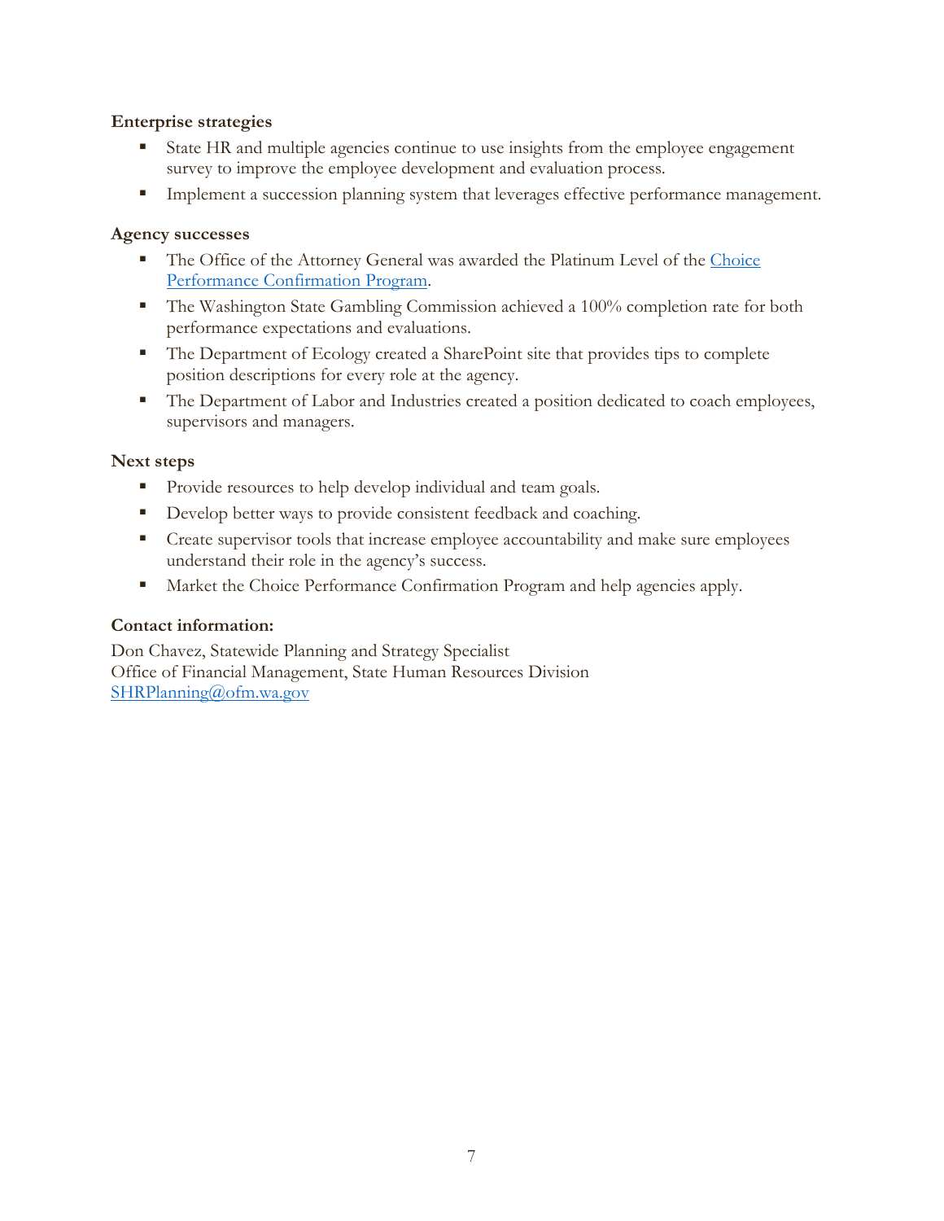### Enterprise strategies

- State HR and multiple agencies continue to use insights from the employee engagement survey to improve the employee development and evaluation process.
- Implement a succession planning system that leverages effective performance management.

### Agency successes

- The Office of the Attorney General was awarded the Platinum Level of the [Choice Performance Confirmation Program](#).
- The Washington State Gambling Commission achieved a 100% completion rate for both performance expectations and evaluations.
- The Department of Ecology created a SharePoint site that provides tips to complete position descriptions for every role at the agency.
- The Department of Labor and Industries created a position dedicated to coach employees, supervisors and managers.

### Next steps

- Provide resources to help develop individual and team goals.
- Develop better ways to provide consistent feedback and coaching.
- Create supervisor tools that increase employee accountability and make sure employees understand their role in the agency's success.
- Market the Choice Performance Confirmation Program and help agencies apply.

### Contact information:

Don Chavez, Statewide Planning and Strategy Specialist
Office of Financial Management, State Human Resources Division
[SHRPlanning@ofm.wa.gov](mailto:SHRPlanning@ofm.wa.gov)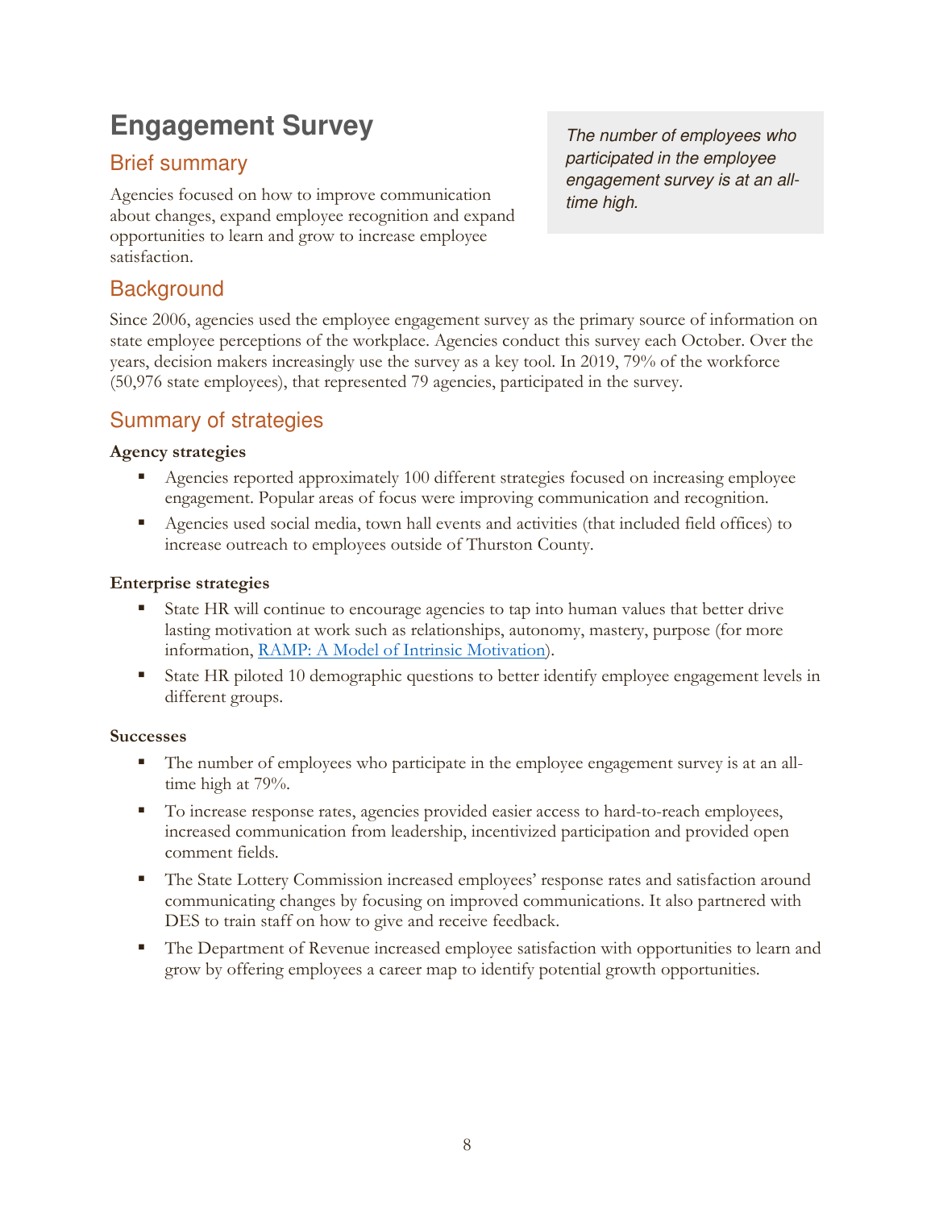# Engagement Survey

## Brief summary

Agencies focused on how to improve communication about changes, expand employee recognition and expand opportunities to learn and grow to increase employee satisfaction.

*The number of employees who participated in the employee engagement survey is at an all-time high.*

## Background

Since 2006, agencies used the employee engagement survey as the primary source of information on state employee perceptions of the workplace. Agencies conduct this survey each October. Over the years, decision makers increasingly use the survey as a key tool. In 2019, 79% of the workforce (50,976 state employees), that represented 79 agencies, participated in the survey.

## Summary of strategies

**Agency strategies**

- Agencies reported approximately 100 different strategies focused on increasing employee engagement. Popular areas of focus were improving communication and recognition.
- Agencies used social media, town hall events and activities (that included field offices) to increase outreach to employees outside of Thurston County.

**Enterprise strategies**

- State HR will continue to encourage agencies to tap into human values that better drive lasting motivation at work such as relationships, autonomy, mastery, purpose (for more information, [RAMP: A Model of Intrinsic Motivation](RAMP: A Model of Intrinsic Motivation)).
- State HR piloted 10 demographic questions to better identify employee engagement levels in different groups.

**Successes**

- The number of employees who participate in the employee engagement survey is at an all-time high at 79%.
- To increase response rates, agencies provided easier access to hard-to-reach employees, increased communication from leadership, incentivized participation and provided open comment fields.
- The State Lottery Commission increased employees' response rates and satisfaction around communicating changes by focusing on improved communications. It also partnered with DES to train staff on how to give and receive feedback.
- The Department of Revenue increased employee satisfaction with opportunities to learn and grow by offering employees a career map to identify potential growth opportunities.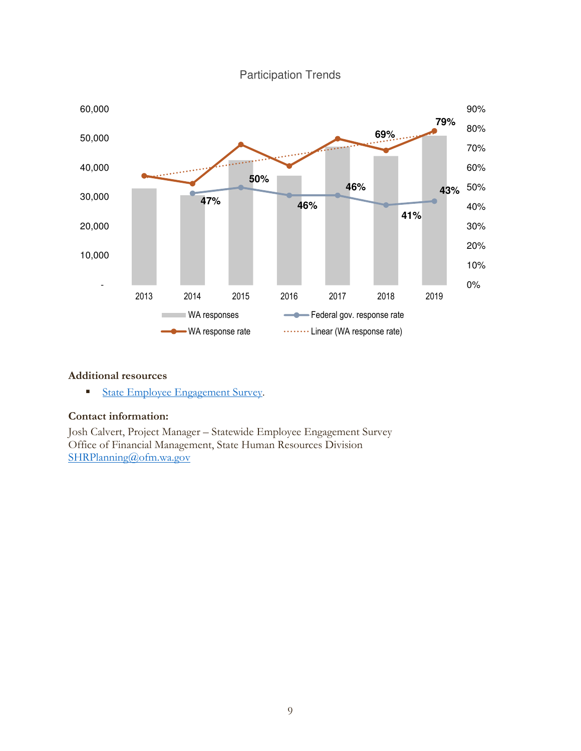Participation Trends

| Year | WA response rate | Federal gov. response rate |
|---|---|---|
| 2013 | | |
| 2014 | | 47% |
| 2015 | | 50% |
| 2016 | | 46% |
| 2017 | | 46% |
| 2018 | 69% | 41% |
| 2019 | 79% | 43% |

Legend: WA responses; Federal gov. response rate; WA response rate; Linear (WA response rate)

**Additional resources**

- [State Employee Engagement Survey](#).

**Contact information:**

Josh Calvert, Project Manager – Statewide Employee Engagement Survey
Office of Financial Management, State Human Resources Division
[SHRPlanning@ofm.wa.gov](mailto:SHRPlanning@ofm.wa.gov)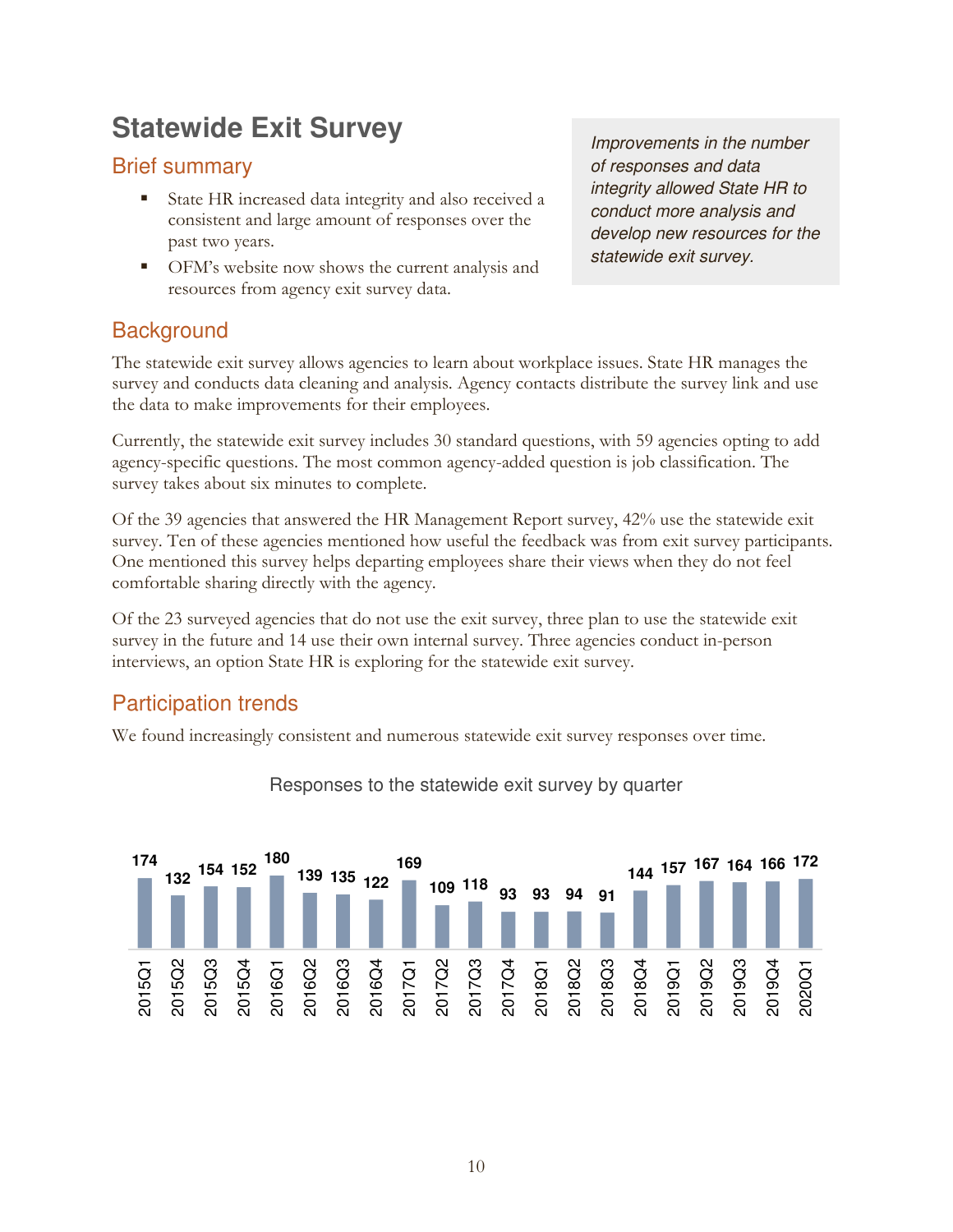# Statewide Exit Survey

*Improvements in the number of responses and data integrity allowed State HR to conduct more analysis and develop new resources for the statewide exit survey.*

## Brief summary

- State HR increased data integrity and also received a consistent and large amount of responses over the past two years.
- OFM's website now shows the current analysis and resources from agency exit survey data.

## Background

The statewide exit survey allows agencies to learn about workplace issues. State HR manages the survey and conducts data cleaning and analysis. Agency contacts distribute the survey link and use the data to make improvements for their employees.

Currently, the statewide exit survey includes 30 standard questions, with 59 agencies opting to add agency-specific questions. The most common agency-added question is job classification. The survey takes about six minutes to complete.

Of the 39 agencies that answered the HR Management Report survey, 42% use the statewide exit survey. Ten of these agencies mentioned how useful the feedback was from exit survey participants. One mentioned this survey helps departing employees share their views when they do not feel comfortable sharing directly with the agency.

Of the 23 surveyed agencies that do not use the exit survey, three plan to use the statewide exit survey in the future and 14 use their own internal survey. Three agencies conduct in-person interviews, an option State HR is exploring for the statewide exit survey.

## Participation trends

We found increasingly consistent and numerous statewide exit survey responses over time.

Responses to the statewide exit survey by quarter

| Quarter | Responses |
|---|---|
| 2015Q1 | 174 |
| 2015Q2 | 132 |
| 2015Q3 | 154 |
| 2015Q4 | 152 |
| 2016Q1 | 180 |
| 2016Q2 | 139 |
| 2016Q3 | 135 |
| 2016Q4 | 122 |
| 2017Q1 | 169 |
| 2017Q2 | 109 |
| 2017Q3 | 118 |
| 2017Q4 | 93 |
| 2018Q1 | 93 |
| 2018Q2 | 94 |
| 2018Q3 | 91 |
| 2018Q4 | 144 |
| 2019Q1 | 157 |
| 2019Q2 | 167 |
| 2019Q3 | 164 |
| 2019Q4 | 166 |
| 2020Q1 | 172 |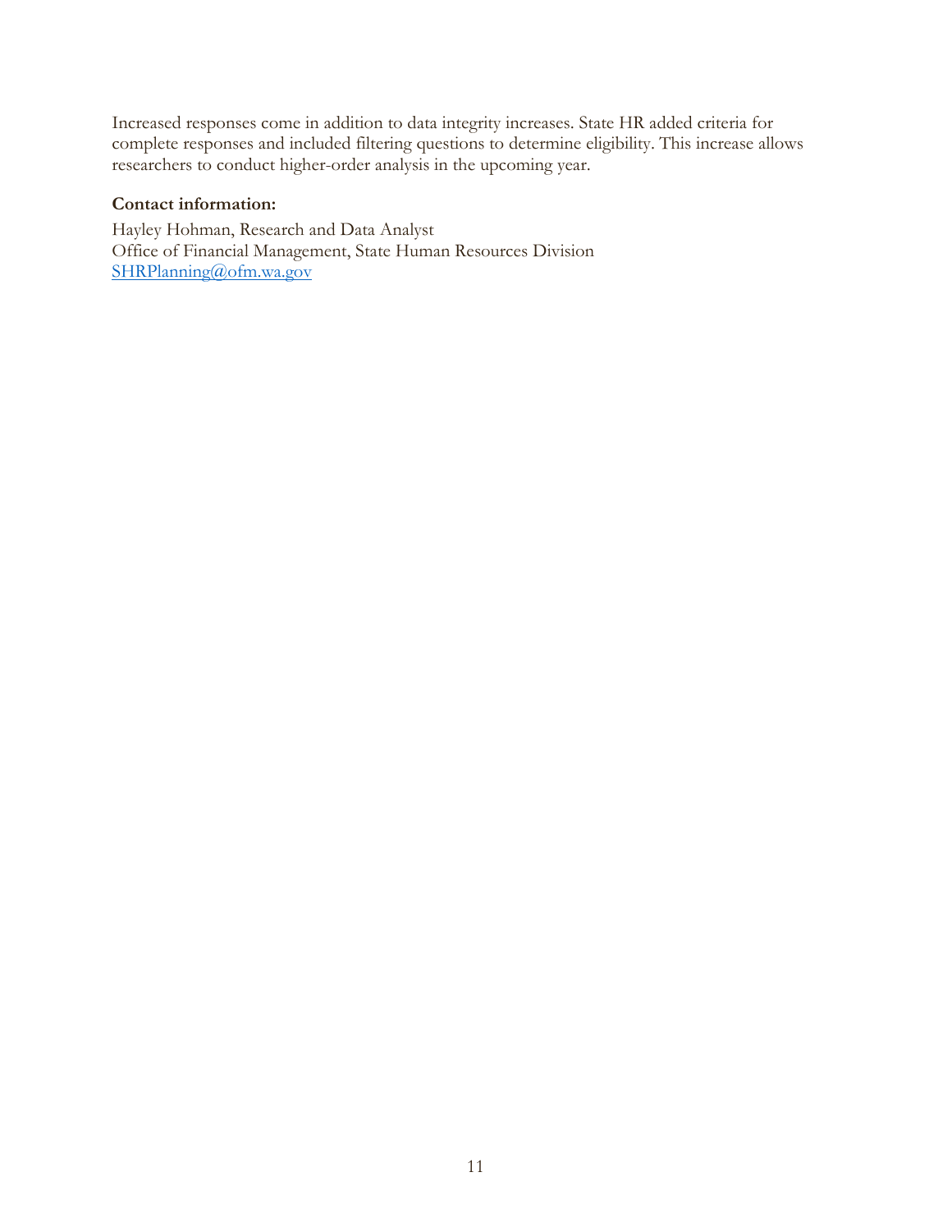Increased responses come in addition to data integrity increases. State HR added criteria for complete responses and included filtering questions to determine eligibility. This increase allows researchers to conduct higher-order analysis in the upcoming year.

**Contact information:**

Hayley Hohman, Research and Data Analyst
Office of Financial Management, State Human Resources Division
SHRPlanning@ofm.wa.gov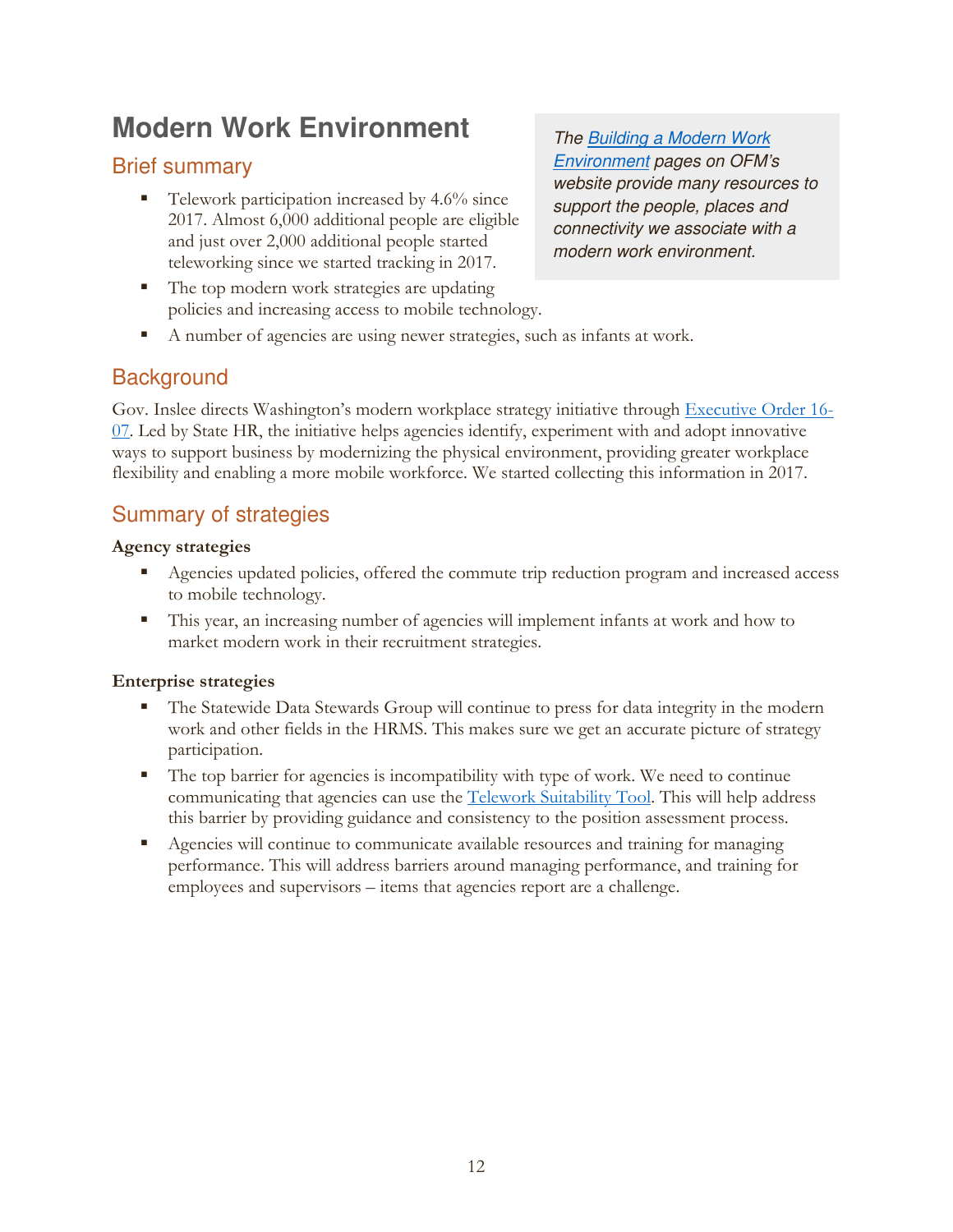# Modern Work Environment

> *The [Building a Modern Work Environment](#) pages on OFM's website provide many resources to support the people, places and connectivity we associate with a modern work environment.*

## Brief summary

- Telework participation increased by 4.6% since 2017. Almost 6,000 additional people are eligible and just over 2,000 additional people started teleworking since we started tracking in 2017.
- The top modern work strategies are updating policies and increasing access to mobile technology.
- A number of agencies are using newer strategies, such as infants at work.

## Background

Gov. Inslee directs Washington's modern workplace strategy initiative through [Executive Order 16-07](#). Led by State HR, the initiative helps agencies identify, experiment with and adopt innovative ways to support business by modernizing the physical environment, providing greater workplace flexibility and enabling a more mobile workforce. We started collecting this information in 2017.

## Summary of strategies

**Agency strategies**

- Agencies updated policies, offered the commute trip reduction program and increased access to mobile technology.
- This year, an increasing number of agencies will implement infants at work and how to market modern work in their recruitment strategies.

**Enterprise strategies**

- The Statewide Data Stewards Group will continue to press for data integrity in the modern work and other fields in the HRMS. This makes sure we get an accurate picture of strategy participation.
- The top barrier for agencies is incompatibility with type of work. We need to continue communicating that agencies can use the [Telework Suitability Tool](#). This will help address this barrier by providing guidance and consistency to the position assessment process.
- Agencies will continue to communicate available resources and training for managing performance. This will address barriers around managing performance, and training for employees and supervisors – items that agencies report are a challenge.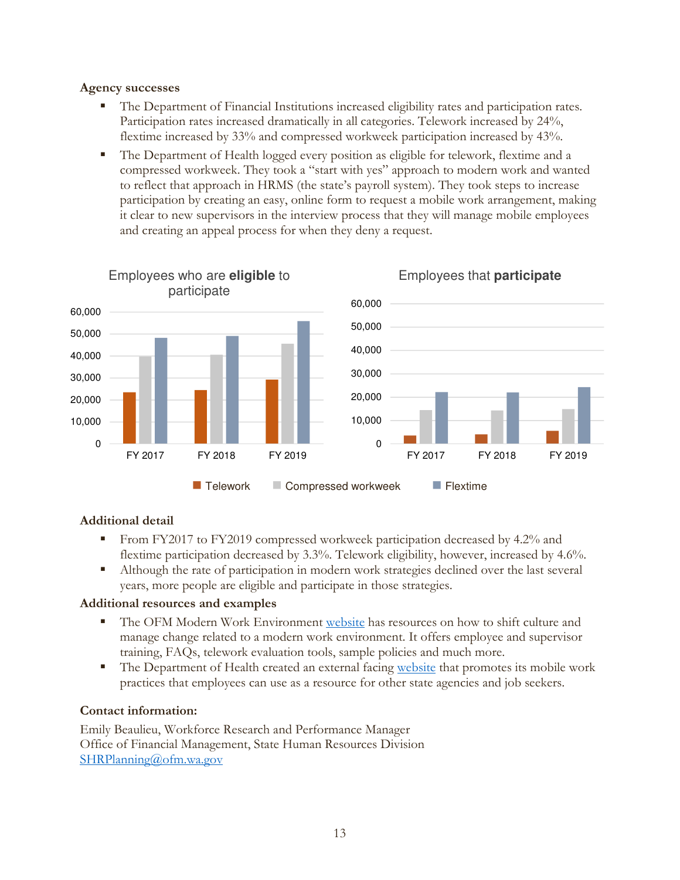**Agency successes**

- The Department of Financial Institutions increased eligibility rates and participation rates. Participation rates increased dramatically in all categories. Telework increased by 24%, flextime increased by 33% and compressed workweek participation increased by 43%.
- The Department of Health logged every position as eligible for telework, flextime and a compressed workweek. They took a "start with yes" approach to modern work and wanted to reflect that approach in HRMS (the state's payroll system). They took steps to increase participation by creating an easy, online form to request a mobile work arrangement, making it clear to new supervisors in the interview process that they will manage mobile employees and creating an appeal process for when they deny a request.

Employees who are **eligible** to participate

Employees that **participate**

Telework | Compressed workweek | Flextime

**Additional detail**

- From FY2017 to FY2019 compressed workweek participation decreased by 4.2% and flextime participation decreased by 3.3%. Telework eligibility, however, increased by 4.6%.
- Although the rate of participation in modern work strategies declined over the last several years, more people are eligible and participate in those strategies.

**Additional resources and examples**

- The OFM Modern Work Environment website has resources on how to shift culture and manage change related to a modern work environment. It offers employee and supervisor training, FAQs, telework evaluation tools, sample policies and much more.
- The Department of Health created an external facing website that promotes its mobile work practices that employees can use as a resource for other state agencies and job seekers.

**Contact information:**

Emily Beaulieu, Workforce Research and Performance Manager
Office of Financial Management, State Human Resources Division
SHRPlanning@ofm.wa.gov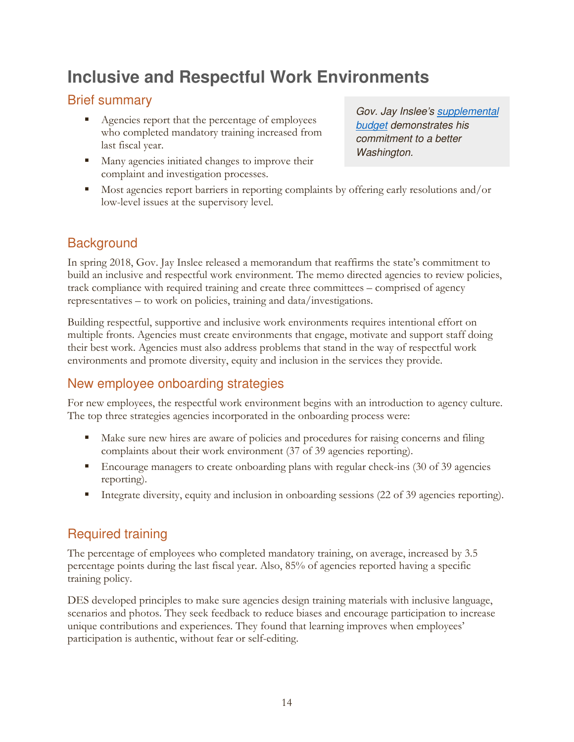# Inclusive and Respectful Work Environments

## Brief summary

- Agencies report that the percentage of employees who completed mandatory training increased from last fiscal year.
- Many agencies initiated changes to improve their complaint and investigation processes.
- Most agencies report barriers in reporting complaints by offering early resolutions and/or low-level issues at the supervisory level.

> *Gov. Jay Inslee's [supplemental budget](supplemental budget) demonstrates his commitment to a better Washington.*

## Background

In spring 2018, Gov. Jay Inslee released a memorandum that reaffirms the state's commitment to build an inclusive and respectful work environment. The memo directed agencies to review policies, track compliance with required training and create three committees – comprised of agency representatives – to work on policies, training and data/investigations.

Building respectful, supportive and inclusive work environments requires intentional effort on multiple fronts. Agencies must create environments that engage, motivate and support staff doing their best work. Agencies must also address problems that stand in the way of respectful work environments and promote diversity, equity and inclusion in the services they provide.

## New employee onboarding strategies

For new employees, the respectful work environment begins with an introduction to agency culture. The top three strategies agencies incorporated in the onboarding process were:

- Make sure new hires are aware of policies and procedures for raising concerns and filing complaints about their work environment (37 of 39 agencies reporting).
- Encourage managers to create onboarding plans with regular check-ins (30 of 39 agencies reporting).
- Integrate diversity, equity and inclusion in onboarding sessions (22 of 39 agencies reporting).

## Required training

The percentage of employees who completed mandatory training, on average, increased by 3.5 percentage points during the last fiscal year. Also, 85% of agencies reported having a specific training policy.

DES developed principles to make sure agencies design training materials with inclusive language, scenarios and photos. They seek feedback to reduce biases and encourage participation to increase unique contributions and experiences. They found that learning improves when employees' participation is authentic, without fear or self-editing.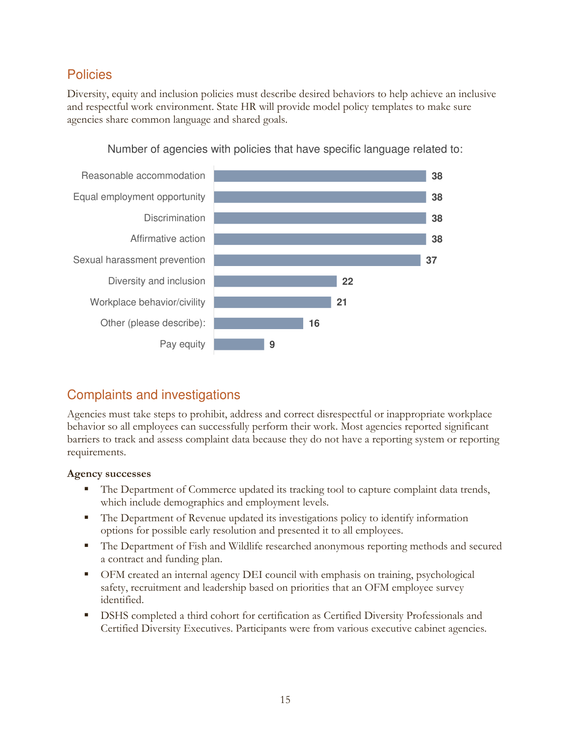## Policies

Diversity, equity and inclusion policies must describe desired behaviors to help achieve an inclusive and respectful work environment. State HR will provide model policy templates to make sure agencies share common language and shared goals.

Number of agencies with policies that have specific language related to:

| Policy language | Number of agencies |
|---|---|
| Reasonable accommodation | 38 |
| Equal employment opportunity | 38 |
| Discrimination | 38 |
| Affirmative action | 38 |
| Sexual harassment prevention | 37 |
| Diversity and inclusion | 22 |
| Workplace behavior/civility | 21 |
| Other (please describe): | 16 |
| Pay equity | 9 |

## Complaints and investigations

Agencies must take steps to prohibit, address and correct disrespectful or inappropriate workplace behavior so all employees can successfully perform their work. Most agencies reported significant barriers to track and assess complaint data because they do not have a reporting system or reporting requirements.

**Agency successes**

- The Department of Commerce updated its tracking tool to capture complaint data trends, which include demographics and employment levels.
- The Department of Revenue updated its investigations policy to identify information options for possible early resolution and presented it to all employees.
- The Department of Fish and Wildlife researched anonymous reporting methods and secured a contract and funding plan.
- OFM created an internal agency DEI council with emphasis on training, psychological safety, recruitment and leadership based on priorities that an OFM employee survey identified.
- DSHS completed a third cohort for certification as Certified Diversity Professionals and Certified Diversity Executives. Participants were from various executive cabinet agencies.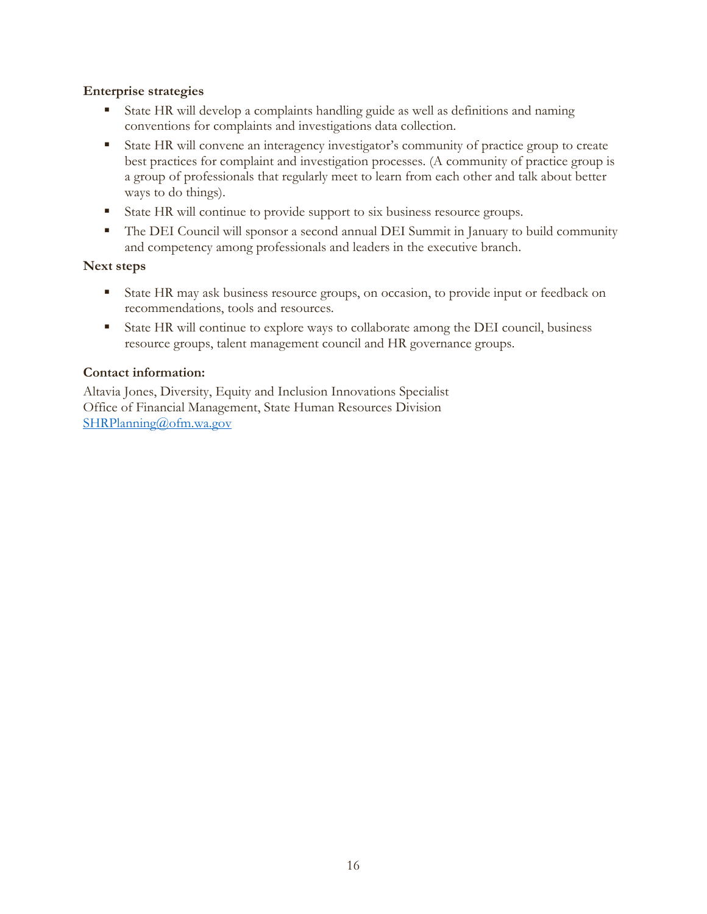**Enterprise strategies**

- State HR will develop a complaints handling guide as well as definitions and naming conventions for complaints and investigations data collection.
- State HR will convene an interagency investigator's community of practice group to create best practices for complaint and investigation processes. (A community of practice group is a group of professionals that regularly meet to learn from each other and talk about better ways to do things).
- State HR will continue to provide support to six business resource groups.
- The DEI Council will sponsor a second annual DEI Summit in January to build community and competency among professionals and leaders in the executive branch.

**Next steps**

- State HR may ask business resource groups, on occasion, to provide input or feedback on recommendations, tools and resources.
- State HR will continue to explore ways to collaborate among the DEI council, business resource groups, talent management council and HR governance groups.

**Contact information:**

Altavia Jones, Diversity, Equity and Inclusion Innovations Specialist
Office of Financial Management, State Human Resources Division
SHRPlanning@ofm.wa.gov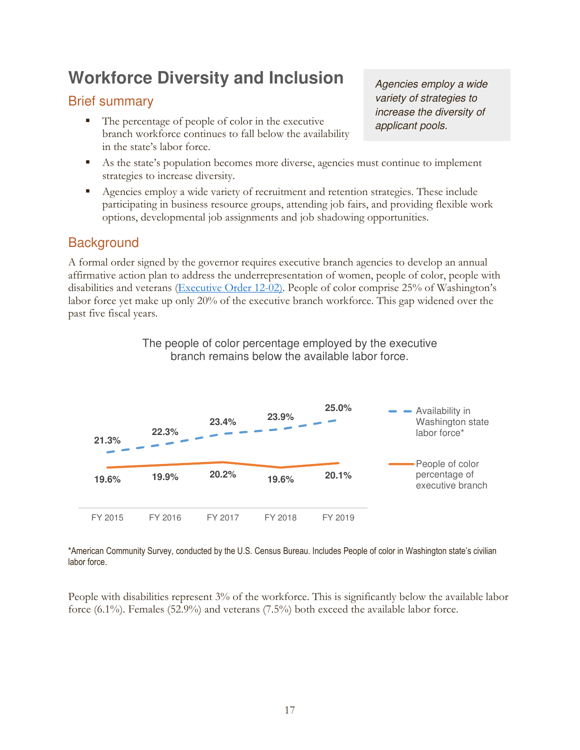# Workforce Diversity and Inclusion

## Brief summary

*Agencies employ a wide variety of strategies to increase the diversity of applicant pools.*

- The percentage of people of color in the executive branch workforce continues to fall below the availability in the state's labor force.
- As the state's population becomes more diverse, agencies must continue to implement strategies to increase diversity.
- Agencies employ a wide variety of recruitment and retention strategies. These include participating in business resource groups, attending job fairs, and providing flexible work options, developmental job assignments and job shadowing opportunities.

## Background

A formal order signed by the governor requires executive branch agencies to develop an annual affirmative action plan to address the underrepresentation of women, people of color, people with disabilities and veterans (Executive Order 12-02). People of color comprise 25% of Washington's labor force yet make up only 20% of the executive branch workforce. This gap widened over the past five fiscal years.

The people of color percentage employed by the executive branch remains below the available labor force.

| | FY 2015 | FY 2016 | FY 2017 | FY 2018 | FY 2019 |
|---|---|---|---|---|---|
| Availability in Washington state labor force* | 21.3% | 22.3% | 23.4% | 23.9% | 25.0% |
| People of color percentage of executive branch | 19.6% | 19.9% | 20.2% | 19.6% | 20.1% |

*American Community Survey, conducted by the U.S. Census Bureau. Includes People of color in Washington state's civilian labor force.

People with disabilities represent 3% of the workforce. This is significantly below the available labor force (6.1%). Females (52.9%) and veterans (7.5%) both exceed the available labor force.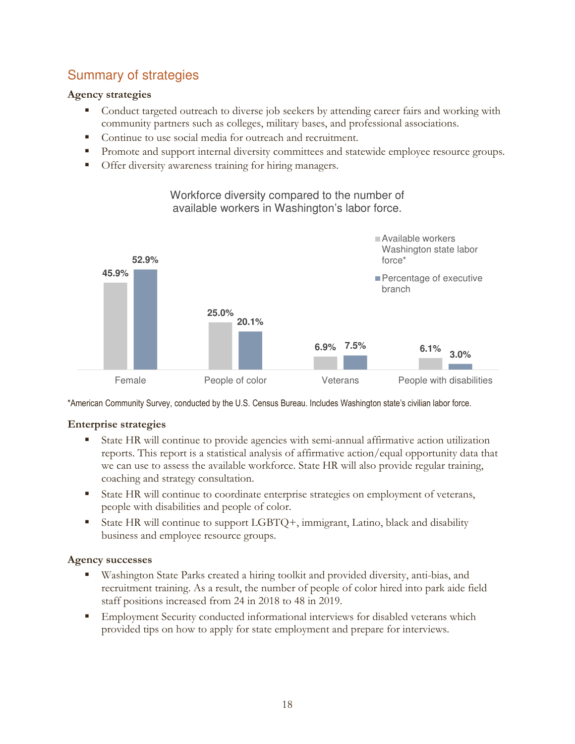## Summary of strategies

### Agency strategies

- Conduct targeted outreach to diverse job seekers by attending career fairs and working with community partners such as colleges, military bases, and professional associations.
- Continue to use social media for outreach and recruitment.
- Promote and support internal diversity committees and statewide employee resource groups.
- Offer diversity awareness training for hiring managers.

Workforce diversity compared to the number of available workers in Washington's labor force.

| | Available workers Washington state labor force* | Percentage of executive branch |
|---|---|---|
| Female | 45.9% | 52.9% |
| People of color | 25.0% | 20.1% |
| Veterans | 6.9% | 7.5% |
| People with disabilities | 6.1% | 3.0% |

*American Community Survey, conducted by the U.S. Census Bureau. Includes Washington state's civilian labor force.

### Enterprise strategies

- State HR will continue to provide agencies with semi-annual affirmative action utilization reports. This report is a statistical analysis of affirmative action/equal opportunity data that we can use to assess the available workforce. State HR will also provide regular training, coaching and strategy consultation.
- State HR will continue to coordinate enterprise strategies on employment of veterans, people with disabilities and people of color.
- State HR will continue to support LGBTQ+, immigrant, Latino, black and disability business and employee resource groups.

### Agency successes

- Washington State Parks created a hiring toolkit and provided diversity, anti-bias, and recruitment training. As a result, the number of people of color hired into park aide field staff positions increased from 24 in 2018 to 48 in 2019.
- Employment Security conducted informational interviews for disabled veterans which provided tips on how to apply for state employment and prepare for interviews.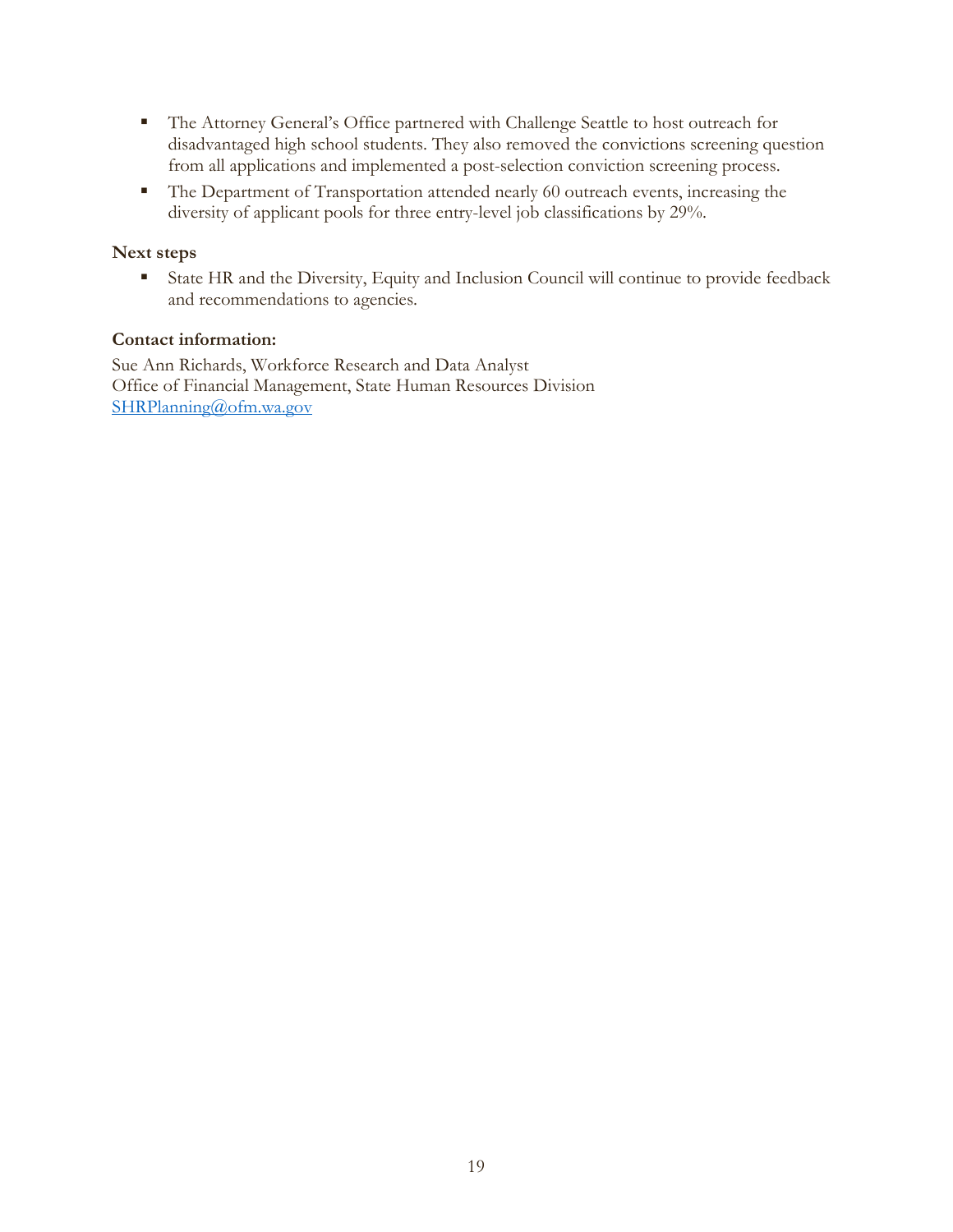- The Attorney General's Office partnered with Challenge Seattle to host outreach for disadvantaged high school students. They also removed the convictions screening question from all applications and implemented a post-selection conviction screening process.
- The Department of Transportation attended nearly 60 outreach events, increasing the diversity of applicant pools for three entry-level job classifications by 29%.

**Next steps**

- State HR and the Diversity, Equity and Inclusion Council will continue to provide feedback and recommendations to agencies.

**Contact information:**

Sue Ann Richards, Workforce Research and Data Analyst
Office of Financial Management, State Human Resources Division
SHRPlanning@ofm.wa.gov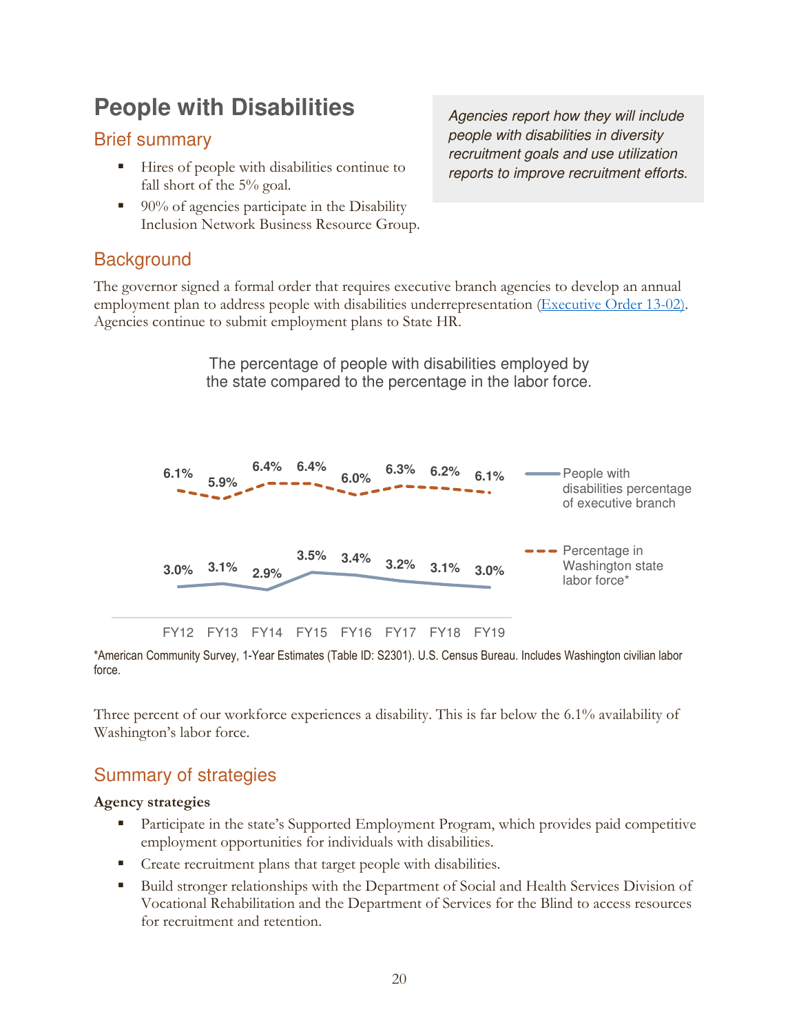# People with Disabilities

*Agencies report how they will include people with disabilities in diversity recruitment goals and use utilization reports to improve recruitment efforts.*

## Brief summary

- Hires of people with disabilities continue to fall short of the 5% goal.
- 90% of agencies participate in the Disability Inclusion Network Business Resource Group.

## Background

The governor signed a formal order that requires executive branch agencies to develop an annual employment plan to address people with disabilities underrepresentation (Executive Order 13-02). Agencies continue to submit employment plans to State HR.

The percentage of people with disabilities employed by the state compared to the percentage in the labor force.

| | FY12 | FY13 | FY14 | FY15 | FY16 | FY17 | FY18 | FY19 |
|---|---|---|---|---|---|---|---|---|
| People with disabilities percentage of executive branch | 3.0% | 3.1% | 2.9% | 3.5% | 3.4% | 3.2% | 3.1% | 3.0% |
| Percentage in Washington state labor force* | 6.1% | 5.9% | 6.4% | 6.4% | 6.0% | 6.3% | 6.2% | 6.1% |

*American Community Survey, 1-Year Estimates (Table ID: S2301). U.S. Census Bureau. Includes Washington civilian labor force.

Three percent of our workforce experiences a disability. This is far below the 6.1% availability of Washington's labor force.

## Summary of strategies

**Agency strategies**

- Participate in the state's Supported Employment Program, which provides paid competitive employment opportunities for individuals with disabilities.
- Create recruitment plans that target people with disabilities.
- Build stronger relationships with the Department of Social and Health Services Division of Vocational Rehabilitation and the Department of Services for the Blind to access resources for recruitment and retention.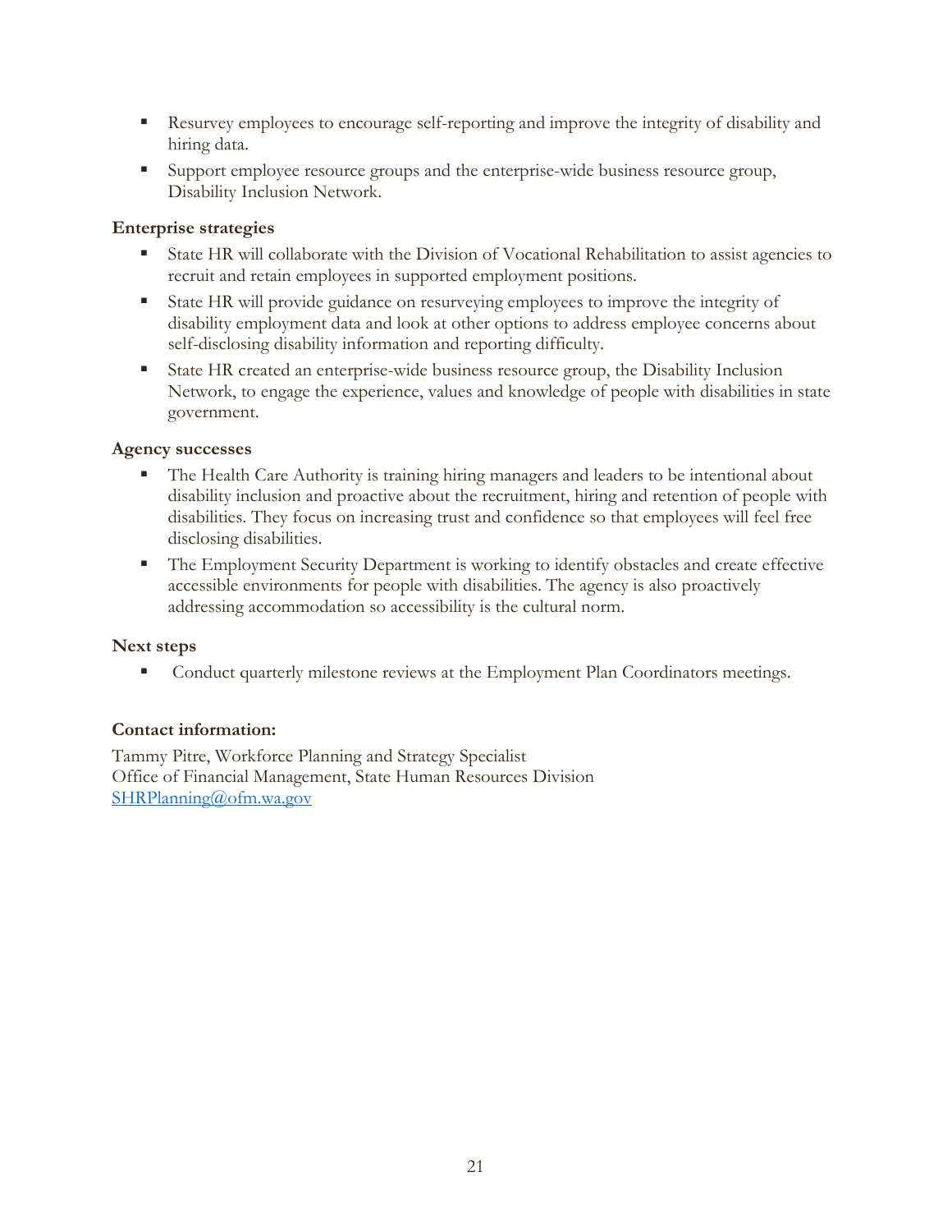- Resurvey employees to encourage self-reporting and improve the integrity of disability and hiring data.
- Support employee resource groups and the enterprise-wide business resource group, Disability Inclusion Network.

### Enterprise strategies

- State HR will collaborate with the Division of Vocational Rehabilitation to assist agencies to recruit and retain employees in supported employment positions.
- State HR will provide guidance on resurveying employees to improve the integrity of disability employment data and look at other options to address employee concerns about self-disclosing disability information and reporting difficulty.
- State HR created an enterprise-wide business resource group, the Disability Inclusion Network, to engage the experience, values and knowledge of people with disabilities in state government.

### Agency successes

- The Health Care Authority is training hiring managers and leaders to be intentional about disability inclusion and proactive about the recruitment, hiring and retention of people with disabilities. They focus on increasing trust and confidence so that employees will feel free disclosing disabilities.
- The Employment Security Department is working to identify obstacles and create effective accessible environments for people with disabilities. The agency is also proactively addressing accommodation so accessibility is the cultural norm.

### Next steps

- Conduct quarterly milestone reviews at the Employment Plan Coordinators meetings.

**Contact information:**

Tammy Pitre, Workforce Planning and Strategy Specialist
Office of Financial Management, State Human Resources Division
[SHRPlanning@ofm.wa.gov](mailto:SHRPlanning@ofm.wa.gov)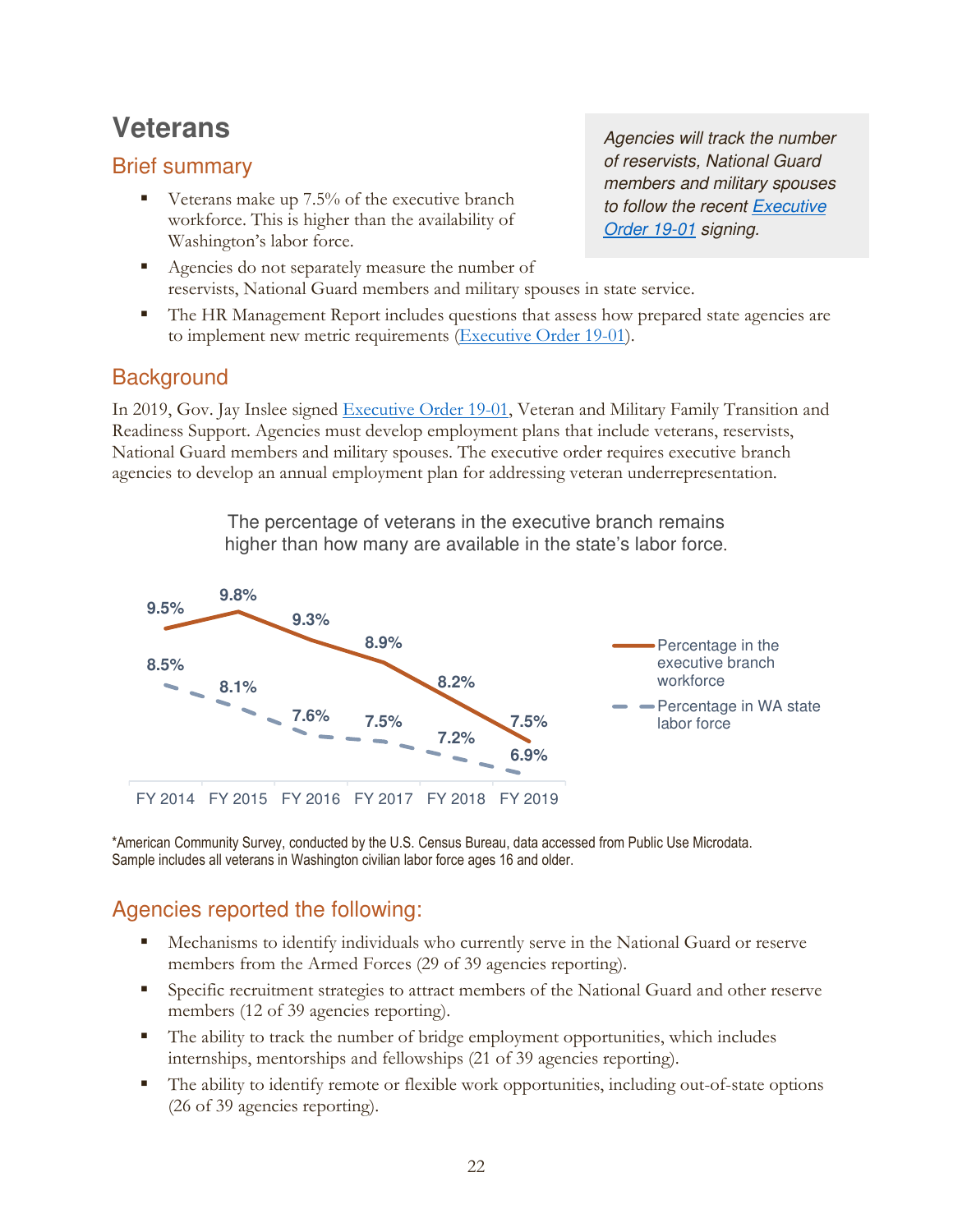# Veterans

## Brief summary

> *Agencies will track the number of reservists, National Guard members and military spouses to follow the recent [Executive Order 19-01](#) signing.*

- Veterans make up 7.5% of the executive branch workforce. This is higher than the availability of Washington's labor force.
- Agencies do not separately measure the number of reservists, National Guard members and military spouses in state service.
- The HR Management Report includes questions that assess how prepared state agencies are to implement new metric requirements ([Executive Order 19-01](#)).

## Background

In 2019, Gov. Jay Inslee signed [Executive Order 19-01](#), Veteran and Military Family Transition and Readiness Support. Agencies must develop employment plans that include veterans, reservists, National Guard members and military spouses. The executive order requires executive branch agencies to develop an annual employment plan for addressing veteran underrepresentation.

The percentage of veterans in the executive branch remains higher than how many are available in the state's labor force.

| | FY 2014 | FY 2015 | FY 2016 | FY 2017 | FY 2018 | FY 2019 |
|---|---|---|---|---|---|---|
| Percentage in the executive branch workforce | 9.5% | 9.8% | 9.3% | 8.9% | 8.2% | 7.5% |
| Percentage in WA state labor force | 8.5% | 8.1% | 7.6% | 7.5% | 7.2% | 6.9% |

*American Community Survey, conducted by the U.S. Census Bureau, data accessed from Public Use Microdata. Sample includes all veterans in Washington civilian labor force ages 16 and older.

## Agencies reported the following:

- Mechanisms to identify individuals who currently serve in the National Guard or reserve members from the Armed Forces (29 of 39 agencies reporting).
- Specific recruitment strategies to attract members of the National Guard and other reserve members (12 of 39 agencies reporting).
- The ability to track the number of bridge employment opportunities, which includes internships, mentorships and fellowships (21 of 39 agencies reporting).
- The ability to identify remote or flexible work opportunities, including out-of-state options (26 of 39 agencies reporting).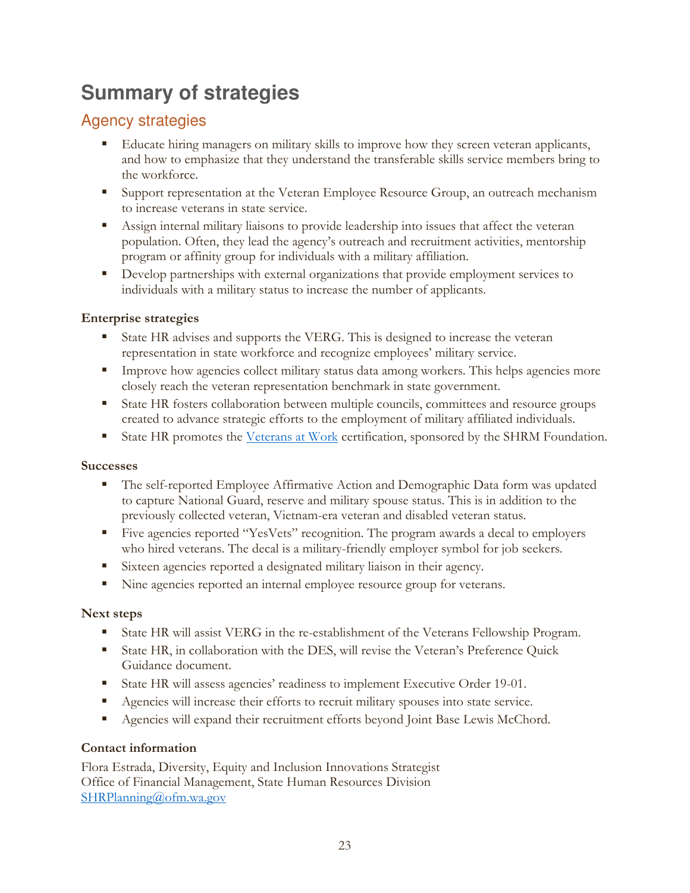# Summary of strategies

## Agency strategies

- Educate hiring managers on military skills to improve how they screen veteran applicants, and how to emphasize that they understand the transferable skills service members bring to the workforce.
- Support representation at the Veteran Employee Resource Group, an outreach mechanism to increase veterans in state service.
- Assign internal military liaisons to provide leadership into issues that affect the veteran population. Often, they lead the agency's outreach and recruitment activities, mentorship program or affinity group for individuals with a military affiliation.
- Develop partnerships with external organizations that provide employment services to individuals with a military status to increase the number of applicants.

**Enterprise strategies**

- State HR advises and supports the VERG. This is designed to increase the veteran representation in state workforce and recognize employees' military service.
- Improve how agencies collect military status data among workers. This helps agencies more closely reach the veteran representation benchmark in state government.
- State HR fosters collaboration between multiple councils, committees and resource groups created to advance strategic efforts to the employment of military affiliated individuals.
- State HR promotes the [Veterans at Work](#) certification, sponsored by the SHRM Foundation.

**Successes**

- The self-reported Employee Affirmative Action and Demographic Data form was updated to capture National Guard, reserve and military spouse status. This is in addition to the previously collected veteran, Vietnam-era veteran and disabled veteran status.
- Five agencies reported "YesVets" recognition. The program awards a decal to employers who hired veterans. The decal is a military-friendly employer symbol for job seekers.
- Sixteen agencies reported a designated military liaison in their agency.
- Nine agencies reported an internal employee resource group for veterans.

**Next steps**

- State HR will assist VERG in the re-establishment of the Veterans Fellowship Program.
- State HR, in collaboration with the DES, will revise the Veteran's Preference Quick Guidance document.
- State HR will assess agencies' readiness to implement Executive Order 19-01.
- Agencies will increase their efforts to recruit military spouses into state service.
- Agencies will expand their recruitment efforts beyond Joint Base Lewis McChord.

**Contact information**

Flora Estrada, Diversity, Equity and Inclusion Innovations Strategist
Office of Financial Management, State Human Resources Division
[SHRPlanning@ofm.wa.gov](mailto:SHRPlanning@ofm.wa.gov)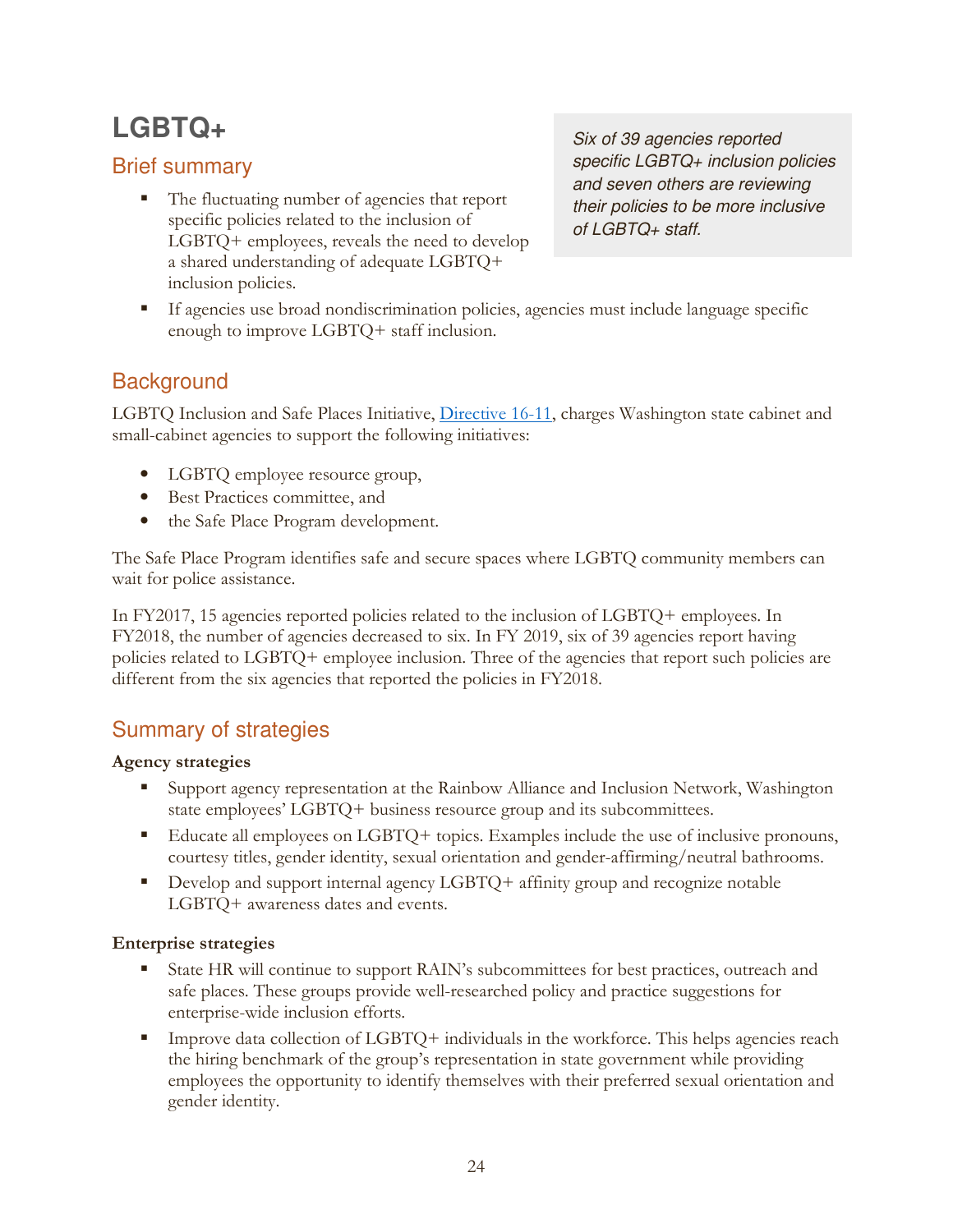# LGBTQ+

## Brief summary

> *Six of 39 agencies reported specific LGBTQ+ inclusion policies and seven others are reviewing their policies to be more inclusive of LGBTQ+ staff.*

- The fluctuating number of agencies that report specific policies related to the inclusion of LGBTQ+ employees, reveals the need to develop a shared understanding of adequate LGBTQ+ inclusion policies.
- If agencies use broad nondiscrimination policies, agencies must include language specific enough to improve LGBTQ+ staff inclusion.

## Background

LGBTQ Inclusion and Safe Places Initiative, [Directive 16-11](), charges Washington state cabinet and small-cabinet agencies to support the following initiatives:

- LGBTQ employee resource group,
- Best Practices committee, and
- the Safe Place Program development.

The Safe Place Program identifies safe and secure spaces where LGBTQ community members can wait for police assistance.

In FY2017, 15 agencies reported policies related to the inclusion of LGBTQ+ employees. In FY2018, the number of agencies decreased to six. In FY 2019, six of 39 agencies report having policies related to LGBTQ+ employee inclusion. Three of the agencies that report such policies are different from the six agencies that reported the policies in FY2018.

## Summary of strategies

**Agency strategies**

- Support agency representation at the Rainbow Alliance and Inclusion Network, Washington state employees' LGBTQ+ business resource group and its subcommittees.
- Educate all employees on LGBTQ+ topics. Examples include the use of inclusive pronouns, courtesy titles, gender identity, sexual orientation and gender-affirming/neutral bathrooms.
- Develop and support internal agency LGBTQ+ affinity group and recognize notable LGBTQ+ awareness dates and events.

**Enterprise strategies**

- State HR will continue to support RAIN's subcommittees for best practices, outreach and safe places. These groups provide well-researched policy and practice suggestions for enterprise-wide inclusion efforts.
- Improve data collection of LGBTQ+ individuals in the workforce. This helps agencies reach the hiring benchmark of the group's representation in state government while providing employees the opportunity to identify themselves with their preferred sexual orientation and gender identity.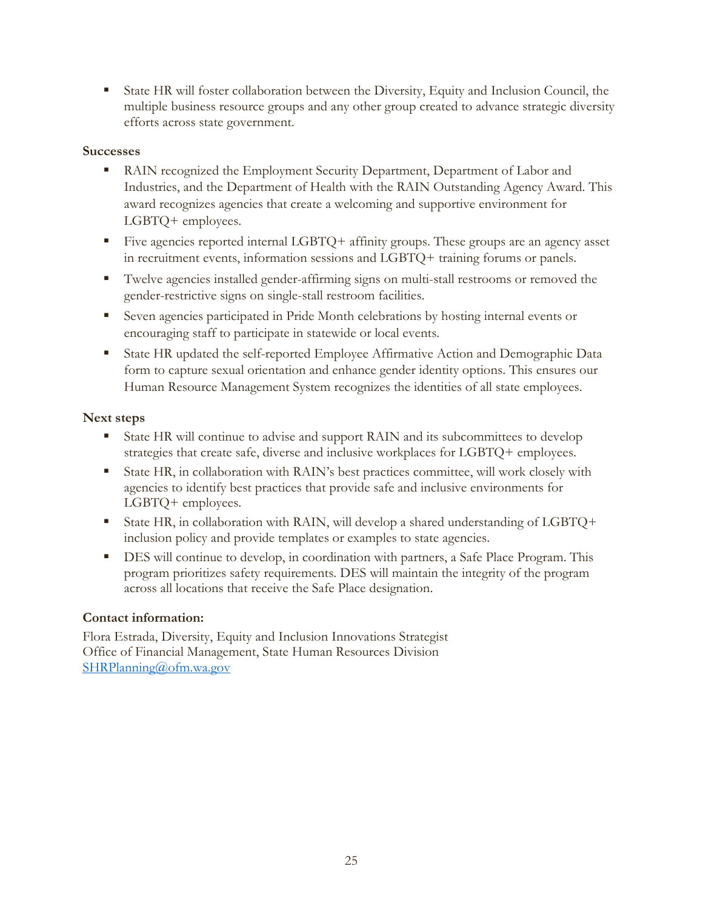- State HR will foster collaboration between the Diversity, Equity and Inclusion Council, the multiple business resource groups and any other group created to advance strategic diversity efforts across state government.

**Successes**

- RAIN recognized the Employment Security Department, Department of Labor and Industries, and the Department of Health with the RAIN Outstanding Agency Award. This award recognizes agencies that create a welcoming and supportive environment for LGBTQ+ employees.
- Five agencies reported internal LGBTQ+ affinity groups. These groups are an agency asset in recruitment events, information sessions and LGBTQ+ training forums or panels.
- Twelve agencies installed gender-affirming signs on multi-stall restrooms or removed the gender-restrictive signs on single-stall restroom facilities.
- Seven agencies participated in Pride Month celebrations by hosting internal events or encouraging staff to participate in statewide or local events.
- State HR updated the self-reported Employee Affirmative Action and Demographic Data form to capture sexual orientation and enhance gender identity options. This ensures our Human Resource Management System recognizes the identities of all state employees.

**Next steps**

- State HR will continue to advise and support RAIN and its subcommittees to develop strategies that create safe, diverse and inclusive workplaces for LGBTQ+ employees.
- State HR, in collaboration with RAIN's best practices committee, will work closely with agencies to identify best practices that provide safe and inclusive environments for LGBTQ+ employees.
- State HR, in collaboration with RAIN, will develop a shared understanding of LGBTQ+ inclusion policy and provide templates or examples to state agencies.
- DES will continue to develop, in coordination with partners, a Safe Place Program. This program prioritizes safety requirements. DES will maintain the integrity of the program across all locations that receive the Safe Place designation.

**Contact information:**

Flora Estrada, Diversity, Equity and Inclusion Innovations Strategist
Office of Financial Management, State Human Resources Division
SHRPlanning@ofm.wa.gov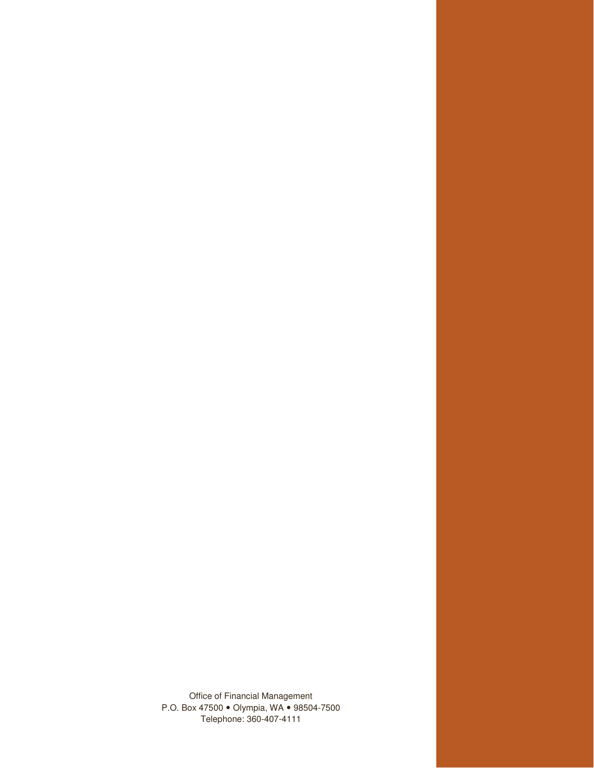Office of Financial Management
P.O. Box 47500 • Olympia, WA • 98504-7500
Telephone: 360-407-4111